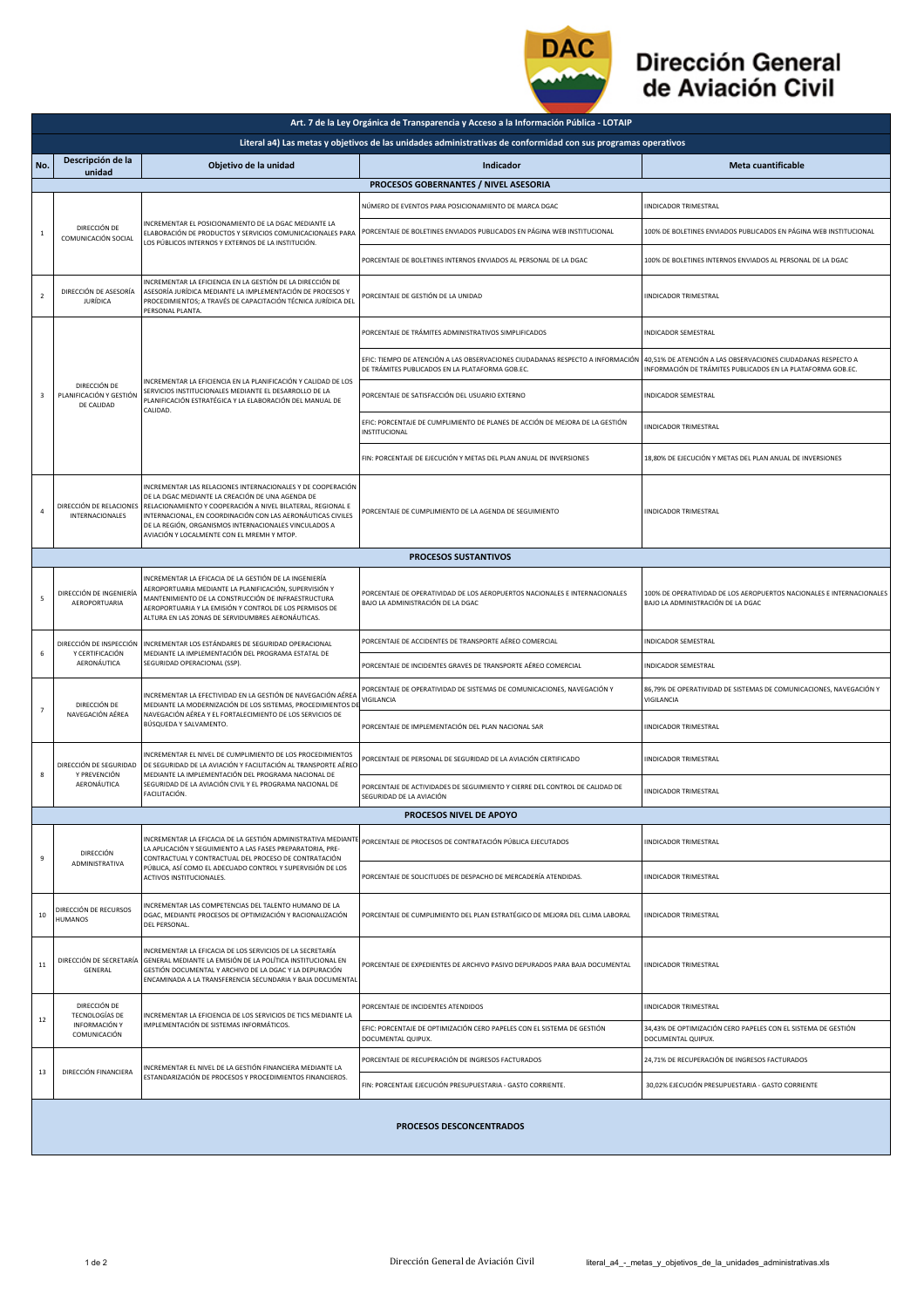# Dirección General de Aviación Civil

| Art. 7 de la Ley Orgánica de Transparencia y Acceso a la Información Pública - LOTAIP | | | | |
|---|---|---|---|---|
| **Literal a4) Las metas y objetivos de las unidades administrativas de conformidad con sus programas operativos** | | | | |
| **No.** | **Descripción de la unidad** | **Objetivo de la unidad** | **Indicador** | **Meta cuantificable** |
| **PROCESOS GOBERNANTES / NIVEL ASESORIA** | | | | |
| 1 | DIRECCIÓN DE COMUNICACIÓN SOCIAL | INCREMENTAR EL POSICIONAMIENTO DE LA DGAC MEDIANTE LA ELABORACIÓN DE PRODUCTOS Y SERVICIOS COMUNICACIONALES PARA LOS PÚBLICOS INTERNOS Y EXTERNOS DE LA INSTITUCIÓN. | NÚMERO DE EVENTOS PARA POSICIONAMIENTO DE MARCA DGAC | IINDICADOR TRIMESTRAL |
| | | | PORCENTAJE DE BOLETINES ENVIADOS PUBLICADOS EN PÁGINA WEB INSTITUCIONAL | 100% DE BOLETINES ENVIADOS PUBLICADOS EN PÁGINA WEB INSTITUCIONAL |
| | | | PORCENTAJE DE BOLETINES INTERNOS ENVIADOS AL PERSONAL DE LA DGAC | 100% DE BOLETINES INTERNOS ENVIADOS AL PERSONAL DE LA DGAC |
| 2 | DIRECCIÓN DE ASESORÍA JURÍDICA | INCREMENTAR LA EFICIENCIA EN LA GESTIÓN DE LA DIRECCIÓN DE ASESORÍA JURÍDICA MEDIANTE LA IMPLEMENTACIÓN DE PROCESOS Y PROCEDIMIENTOS; A TRAVÉS DE CAPACITACIÓN TÉCNICA JURÍDICA DEL PERSONAL PLANTA. | PORCENTAJE DE GESTIÓN DE LA UNIDAD | IINDICADOR TRIMESTRAL |
| 3 | DIRECCIÓN DE PLANIFICACIÓN Y GESTIÓN DE CALIDAD | INCREMENTAR LA EFICIENCIA EN LA PLANIFICACIÓN Y CALIDAD DE LOS SERVICIOS INSTITUCIONALES MEDIANTE EL DESARROLLO DE LA PLANIFICACIÓN ESTRATÉGICA Y LA ELABORACIÓN DEL MANUAL DE CALIDAD. | PORCENTAJE DE TRÁMITES ADMINISTRATIVOS SIMPLIFICADOS | INDICADOR SEMESTRAL |
| | | | EFIC: TIEMPO DE ATENCIÓN A LAS OBSERVACIONES CIUDADANAS RESPECTO A INFORMACIÓN DE TRÁMITES PUBLICADOS EN LA PLATAFORMA GOB.EC. | 40,51% DE ATENCIÓN A LAS OBSERVACIONES CIUDADANAS RESPECTO A INFORMACIÓN DE TRÁMITES PUBLICADOS EN LA PLATAFORMA GOB.EC. |
| | | | PORCENTAJE DE SATISFACCIÓN DEL USUARIO EXTERNO | INDICADOR SEMESTRAL |
| | | | EFIC: PORCENTAJE DE CUMPLIMIENTO DE PLANES DE ACCIÓN DE MEJORA DE LA GESTIÓN INSTITUCIONAL | IINDICADOR TRIMESTRAL |
| | | | FIN: PORCENTAJE DE EJECUCIÓN Y METAS DEL PLAN ANUAL DE INVERSIONES | 18,80% DE EJECUCIÓN Y METAS DEL PLAN ANUAL DE INVERSIONES |
| 4 | DIRECCIÓN DE RELACIONES INTERNACIONALES | INCREMENTAR LAS RELACIONES INTERNACIONALES Y DE COOPERACIÓN DE LA DGAC MEDIANTE LA CREACIÓN DE UNA AGENDA DE RELACIONAMIENTO Y COOPERACIÓN A NIVEL BILATERAL, REGIONAL E INTERNACIONAL, EN COORDINACIÓN CON LAS AERONÁUTICAS CIVILES DE LA REGIÓN, ORGANISMOS INTERNACIONALES VINCULADOS A AVIACIÓN Y LOCALMENTE CON EL MREMH Y MTOP. | PORCENTAJE DE CUMPLIMIENTO DE LA AGENDA DE SEGUIMIENTO | IINDICADOR TRIMESTRAL |
| **PROCESOS SUSTANTIVOS** | | | | |
| 5 | DIRECCIÓN DE INGENIERÍA AEROPORTUARIA | INCREMENTAR LA EFICACIA DE LA GESTIÓN DE LA INGENIERÍA AEROPORTUARIA MEDIANTE LA PLANIFICACIÓN, SUPERVISIÓN Y MANTENIMIENTO DE LA CONSTRUCCIÓN DE INFRAESTRUCTURA AEROPORTUARIA Y LA EMISIÓN Y CONTROL DE LOS PERMISOS DE ALTURA EN LAS ZONAS DE SERVIDUMBRES AERONÁUTICAS. | PORCENTAJE DE OPERATIVIDAD DE LOS AEROPUERTOS NACIONALES E INTERNACIONALES BAJO LA ADMINISTRACIÓN DE LA DGAC | 100% DE OPERATIVIDAD DE LOS AEROPUERTOS NACIONALES E INTERNACIONALES BAJO LA ADMINISTRACIÓN DE LA DGAC |
| 6 | DIRECCIÓN DE INSPECCIÓN Y CERTIFICACIÓN AERONÁUTICA | INCREMENTAR LOS ESTÁNDARES DE SEGURIDAD OPERACIONAL MEDIANTE LA IMPLEMENTACIÓN DEL PROGRAMA ESTATAL DE SEGURIDAD OPERACIONAL (SSP). | PORCENTAJE DE ACCIDENTES DE TRANSPORTE AÉREO COMERCIAL | INDICADOR SEMESTRAL |
| | | | PORCENTAJE DE INCIDENTES GRAVES DE TRANSPORTE AÉREO COMERCIAL | INDICADOR SEMESTRAL |
| 7 | DIRECCIÓN DE NAVEGACIÓN AÉREA | INCREMENTAR LA EFECTIVIDAD EN LA GESTIÓN DE NAVEGACIÓN AÉREA MEDIANTE LA MODERNIZACIÓN DE LOS SISTEMAS, PROCEDIMIENTOS DE NAVEGACIÓN AÉREA Y EL FORTALECIMIENTO DE LOS SERVICIOS DE BÚSQUEDA Y SALVAMENTO. | PORCENTAJE DE OPERATIVIDAD DE SISTEMAS DE COMUNICACIONES, NAVEGACIÓN Y VIGILANCIA | 86,79% DE OPERATIVIDAD DE SISTEMAS DE COMUNICACIONES, NAVEGACIÓN Y VIGILANCIA |
| | | | PORCENTAJE DE IMPLEMENTACIÓN DEL PLAN NACIONAL SAR | IINDICADOR TRIMESTRAL |
| 8 | DIRECCIÓN DE SEGURIDAD Y PREVENCIÓN AERONÁUTICA | INCREMENTAR EL NIVEL DE CUMPLIMIENTO DE LOS PROCEDIMIENTOS DE SEGURIDAD DE LA AVIACIÓN Y FACILITACIÓN AL TRANSPORTE AÉREO MEDIANTE LA IMPLEMENTACIÓN DEL PROGRAMA NACIONAL DE SEGURIDAD DE LA AVIACIÓN CIVIL Y EL PROGRAMA NACIONAL DE FACILITACIÓN. | PORCENTAJE DE PERSONAL DE SEGURIDAD DE LA AVIACIÓN CERTIFICADO | IINDICADOR TRIMESTRAL |
| | | | PORCENTAJE DE ACTIVIDADES DE SEGUIMIENTO Y CIERRE DEL CONTROL DE CALIDAD DE SEGURIDAD DE LA AVIACIÓN | IINDICADOR TRIMESTRAL |
| **PROCESOS NIVEL DE APOYO** | | | | |
| 9 | DIRECCIÓN ADMINISTRATIVA | INCREMENTAR LA EFICACIA DE LA GESTIÓN ADMINISTRATIVA MEDIANTE LA APLICACIÓN Y SEGUIMIENTO A LAS FASES PREPARATORIA, PRE-CONTRACTUAL Y CONTRACTUAL DEL PROCESO DE CONTRATACIÓN PÚBLICA, ASÍ COMO EL ADECUADO CONTROL Y SUPERVISIÓN DE LOS ACTIVOS INSTITUCIONALES. | PORCENTAJE DE PROCESOS DE CONTRATACIÓN PÚBLICA EJECUTADOS | IINDICADOR TRIMESTRAL |
| | | | PORCENTAJE DE SOLICITUDES DE DESPACHO DE MERCADERÍA ATENDIDAS. | IINDICADOR TRIMESTRAL |
| 10 | DIRECCIÓN DE RECURSOS HUMANOS | INCREMENTAR LAS COMPETENCIAS DEL TALENTO HUMANO DE LA DGAC, MEDIANTE PROCESOS DE OPTIMIZACIÓN Y RACIONALIZACIÓN DEL PERSONAL. | PORCENTAJE DE CUMPLIMIENTO DEL PLAN ESTRATÉGICO DE MEJORA DEL CLIMA LABORAL | IINDICADOR TRIMESTRAL |
| 11 | DIRECCIÓN DE SECRETARÍA GENERAL | INCREMENTAR LA EFICACIA DE LOS SERVICIOS DE LA SECRETARÍA GENERAL MEDIANTE LA EMISIÓN DE LA POLÍTICA INSTITUCIONAL EN GESTIÓN DOCUMENTAL Y ARCHIVO DE LA DGAC Y LA DEPURACIÓN ENCAMINADA A LA TRANSFERENCIA SECUNDARIA Y BAJA DOCUMENTAL | PORCENTAJE DE EXPEDIENTES DE ARCHIVO PASIVO DEPURADOS PARA BAJA DOCUMENTAL | IINDICADOR TRIMESTRAL |
| 12 | DIRECCIÓN DE TECNOLOGÍAS DE INFORMACIÓN Y COMUNICACIÓN | INCREMENTAR LA EFICIENCIA DE LOS SERVICIOS DE TICS MEDIANTE LA IMPLEMENTACIÓN DE SISTEMAS INFORMÁTICOS. | PORCENTAJE DE INCIDENTES ATENDIDOS | IINDICADOR TRIMESTRAL |
| | | | EFIC: PORCENTAJE DE OPTIMIZACIÓN CERO PAPELES CON EL SISTEMA DE GESTIÓN DOCUMENTAL QUIPUX. | 34,43% DE OPTIMIZACIÓN CERO PAPELES CON EL SISTEMA DE GESTIÓN DOCUMENTAL QUIPUX. |
| 13 | DIRECCIÓN FINANCIERA | INCREMENTAR EL NIVEL DE LA GESTIÓN FINANCIERA MEDIANTE LA ESTANDARIZACIÓN DE PROCESOS Y PROCEDIMIENTOS FINANCIEROS. | PORCENTAJE DE RECUPERACIÓN DE INGRESOS FACTURADOS | 24,71% DE RECUPERACIÓN DE INGRESOS FACTURADOS |
| | | | FIN: PORCENTAJE EJECUCIÓN PRESUPUESTARIA - GASTO CORRIENTE. | 30,02% EJECUCIÓN PRESUPUESTARIA - GASTO CORRIENTE |
| **PROCESOS DESCONCENTRADOS** | | | | |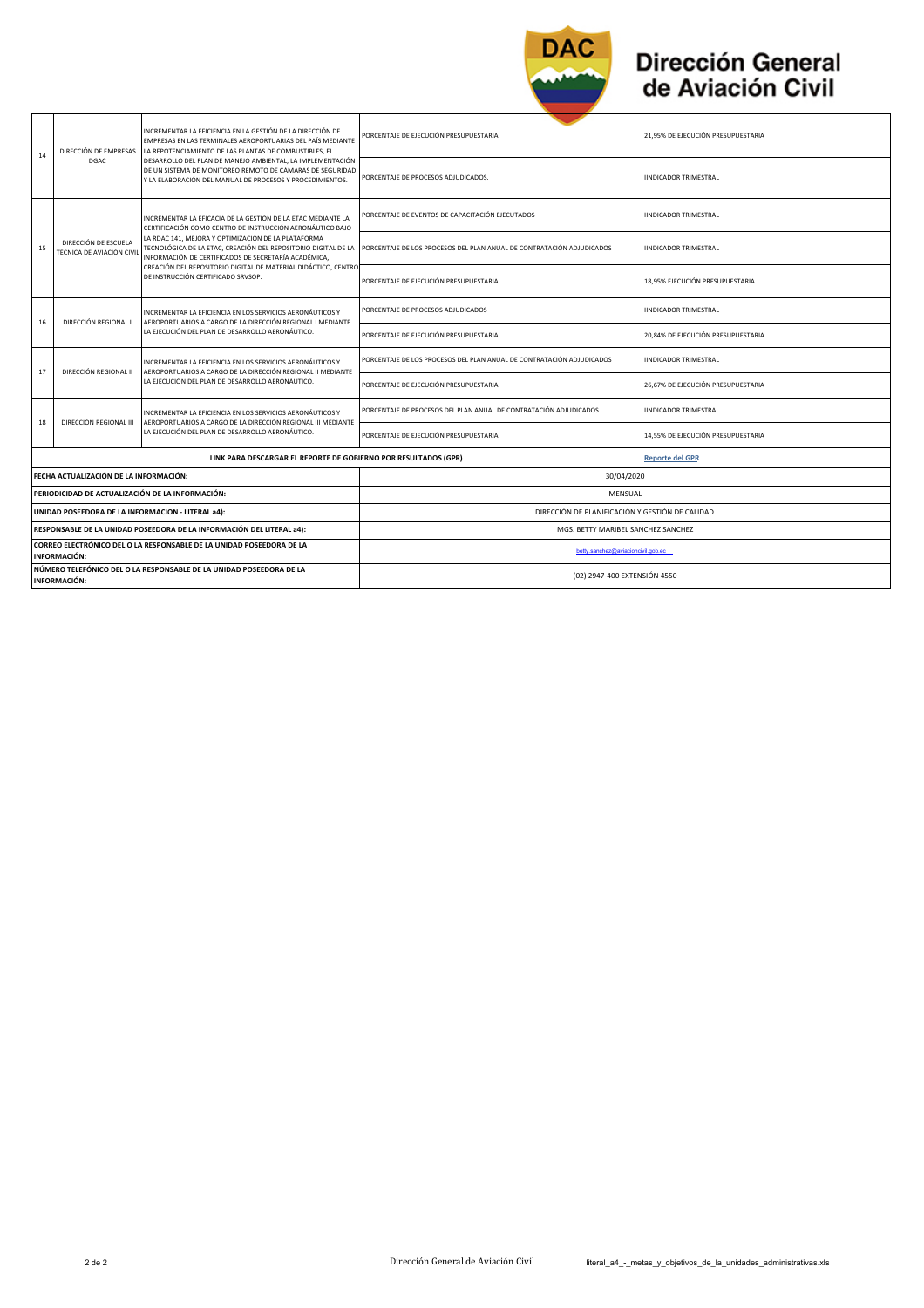# Dirección General de Aviación Civil

| | | | | |
|---|---|---|---|---|
| 14 | DIRECCIÓN DE EMPRESAS DGAC | INCREMENTAR LA EFICIENCIA EN LA GESTIÓN DE LA DIRECCIÓN DE EMPRESAS EN LAS TERMINALES AEROPORTUARIAS DEL PAÍS MEDIANTE LA REPOTENCIAMIENTO DE LAS PLANTAS DE COMBUSTIBLES, EL DESARROLLO DEL PLAN DE MANEJO AMBIENTAL, LA IMPLEMENTACIÓN DE UN SISTEMA DE MONITOREO REMOTO DE CÁMARAS DE SEGURIDAD Y LA ELABORACIÓN DEL MANUAL DE PROCESOS Y PROCEDIMIENTOS. | PORCENTAJE DE EJECUCIÓN PRESUPUESTARIA | 21,95% DE EJECUCIÓN PRESUPUESTARIA |
| | | | PORCENTAJE DE PROCESOS ADJUDICADOS. | IINDICADOR TRIMESTRAL |
| 15 | DIRECCIÓN DE ESCUELA TÉCNICA DE AVIACIÓN CIVIL | INCREMENTAR LA EFICACIA DE LA GESTIÓN DE LA ETAC MEDIANTE LA CERTIFICACIÓN COMO CENTRO DE INSTRUCCIÓN AERONÁUTICO BAJO LA RDAC 141, MEJORA Y OPTIMIZACIÓN DE LA PLATAFORMA TECNOLÓGICA DE LA ETAC, CREACIÓN DEL REPOSITORIO DIGITAL DE LA INFORMACIÓN DE CERTIFICADOS DE SECRETARÍA ACADÉMICA, CREACIÓN DEL REPOSITORIO DIGITAL DE MATERIAL DIDÁCTICO, CENTRO DE INSTRUCCIÓN CERTIFICADO SRVSOP. | PORCENTAJE DE EVENTOS DE CAPACITACIÓN EJECUTADOS | IINDICADOR TRIMESTRAL |
| | | | PORCENTAJE DE LOS PROCESOS DEL PLAN ANUAL DE CONTRATACIÓN ADJUDICADOS | IINDICADOR TRIMESTRAL |
| | | | PORCENTAJE DE EJECUCIÓN PRESUPUESTARIA | 18,95% EJECUCIÓN PRESUPUESTARIA |
| 16 | DIRECCIÓN REGIONAL I | INCREMENTAR LA EFICIENCIA EN LOS SERVICIOS AERONÁUTICOS Y AEROPORTUARIOS A CARGO DE LA DIRECCIÓN REGIONAL I MEDIANTE LA EJECUCIÓN DEL PLAN DE DESARROLLO AERONÁUTICO. | PORCENTAJE DE PROCESOS ADJUDICADOS | IINDICADOR TRIMESTRAL |
| | | | PORCENTAJE DE EJECUCIÓN PRESUPUESTARIA | 20,84% DE EJECUCIÓN PRESUPUESTARIA |
| 17 | DIRECCIÓN REGIONAL II | INCREMENTAR LA EFICIENCIA EN LOS SERVICIOS AERONÁUTICOS Y AEROPORTUARIOS A CARGO DE LA DIRECCIÓN REGIONAL II MEDIANTE LA EJECUCIÓN DEL PLAN DE DESARROLLO AERONÁUTICO. | PORCENTAJE DE LOS PROCESOS DEL PLAN ANUAL DE CONTRATACIÓN ADJUDICADOS | IINDICADOR TRIMESTRAL |
| | | | PORCENTAJE DE EJECUCIÓN PRESUPUESTARIA | 26,67% DE EJECUCIÓN PRESUPUESTARIA |
| 18 | DIRECCIÓN REGIONAL III | INCREMENTAR LA EFICIENCIA EN LOS SERVICIOS AERONÁUTICOS Y AEROPORTUARIOS A CARGO DE LA DIRECCIÓN REGIONAL III MEDIANTE LA EJECUCIÓN DEL PLAN DE DESARROLLO AERONÁUTICO. | PORCENTAJE DE PROCESOS DEL PLAN ANUAL DE CONTRATACIÓN ADJUDICADOS | IINDICADOR TRIMESTRAL |
| | | | PORCENTAJE DE EJECUCIÓN PRESUPUESTARIA | 14,55% DE EJECUCIÓN PRESUPUESTARIA |
| **LINK PARA DESCARGAR EL REPORTE DE GOBIERNO POR RESULTADOS (GPR)** | | | | **Reporte del GPR** |

| | |
|---|---|
| **FECHA ACTUALIZACIÓN DE LA INFORMACIÓN:** | 30/04/2020 |
| **PERIODICIDAD DE ACTUALIZACIÓN DE LA INFORMACIÓN:** | MENSUAL |
| **UNIDAD POSEEDORA DE LA INFORMACION - LITERAL a4):** | DIRECCIÓN DE PLANIFICACIÓN Y GESTIÓN DE CALIDAD |
| **RESPONSABLE DE LA UNIDAD POSEEDORA DE LA INFORMACIÓN DEL LITERAL a4):** | MGS. BETTY MARIBEL SANCHEZ SANCHEZ |
| **CORREO ELECTRÓNICO DEL O LA RESPONSABLE DE LA UNIDAD POSEEDORA DE LA INFORMACIÓN:** | betty.sanchez@aviacioncivil.gob.ec |
| **NÚMERO TELEFÓNICO DEL O LA RESPONSABLE DE LA UNIDAD POSEEDORA DE LA INFORMACIÓN:** | (02) 2947-400 EXTENSIÓN 4550 |